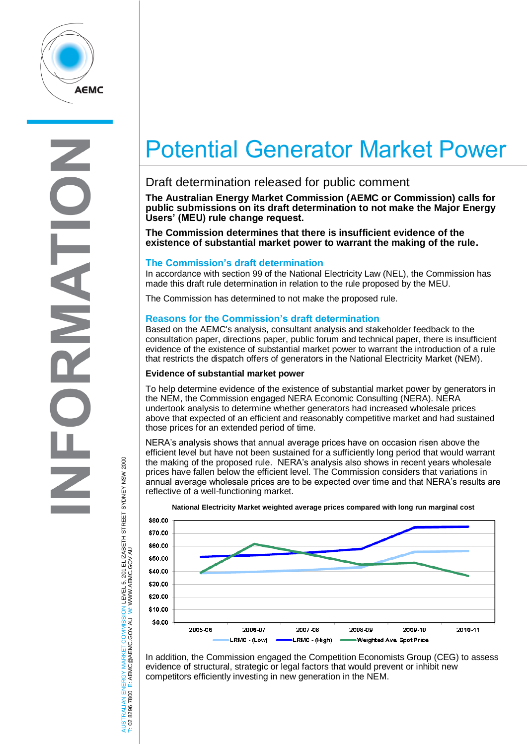# Potential Generator Market Power

## Draft determination released for public comment

**The Australian Energy Market Commission (AEMC or Commission) calls for public submissions on its draft determination to not make the Major Energy Users' (MEU) rule change request.**

**The Commission determines that there is insufficient evidence of the existence of substantial market power to warrant the making of the rule.**

### The Commission's draft determination

In accordance with section 99 of the National Electricity Law (NEL), the Commission has made this draft rule determination in relation to the rule proposed by the MEU.

The Commission has determined to not make the proposed rule.

### Reasons for the Commission's draft determination

Based on the AEMC's analysis, consultant analysis and stakeholder feedback to the consultation paper, directions paper, public forum and technical paper, there is insufficient evidence of the existence of substantial market power to warrant the introduction of a rule that restricts the dispatch offers of generators in the National Electricity Market (NEM).

**Evidence of substantial market power**

To help determine evidence of the existence of substantial market power by generators in the NEM, the Commission engaged NERA Economic Consulting (NERA). NERA undertook analysis to determine whether generators had increased wholesale prices above that expected of an efficient and reasonably competitive market and had sustained those prices for an extended period of time.

NERA's analysis shows that annual average prices have on occasion risen above the efficient level but have not been sustained for a sufficiently long period that would warrant the making of the proposed rule. NERA's analysis also shows in recent years wholesale prices have fallen below the efficient level. The Commission considers that variations in annual average wholesale prices are to be expected over time and that NERA's results are reflective of a well-functioning market.

**National Electricity Market weighted average prices compared with long run marginal cost**

| Year | LRMC - (Low) | LRMC - (High) | Weighted Ave. Spot Price |
|---|---|---|---|
| 2005-06 | ~$39 | ~$52 | ~$39 |
| 2006-07 | ~$40 | ~$53 | ~$61 |
| 2007-08 | ~$41 | ~$55 | ~$55 |
| 2008-09 | ~$43 | ~$58 | ~$45 |
| 2009-10 | ~$55 | ~$75 | ~$47 |
| 2010-11 | ~$56 | ~$75 | ~$37 |

In addition, the Commission engaged the Competition Economists Group (CEG) to assess evidence of structural, strategic or legal factors that would prevent or inhibit new competitors efficiently investing in new generation in the NEM.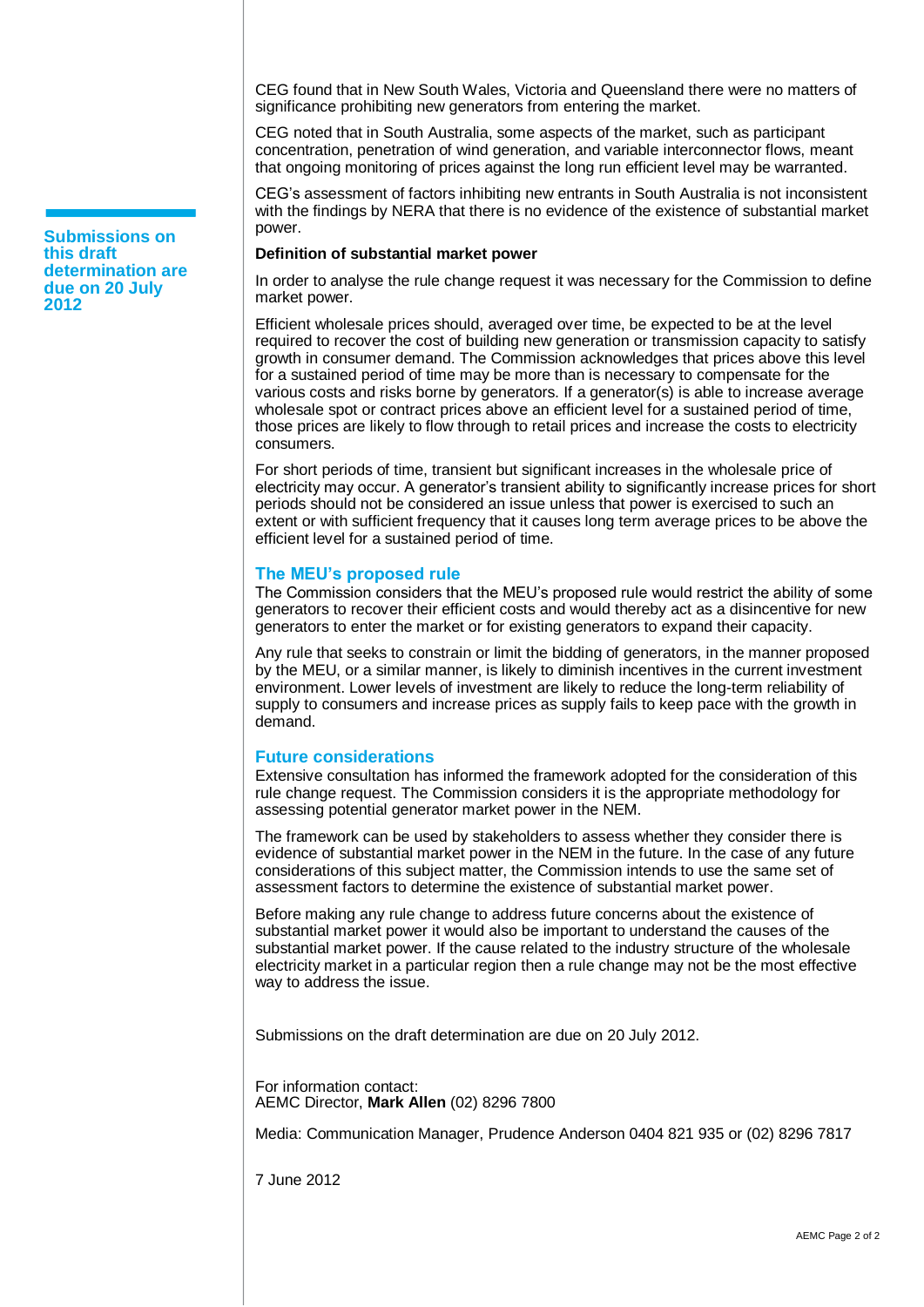CEG found that in New South Wales, Victoria and Queensland there were no matters of significance prohibiting new generators from entering the market.

CEG noted that in South Australia, some aspects of the market, such as participant concentration, penetration of wind generation, and variable interconnector flows, meant that ongoing monitoring of prices against the long run efficient level may be warranted.

**Submissions on this draft determination are due on 20 July 2012**

CEG's assessment of factors inhibiting new entrants in South Australia is not inconsistent with the findings by NERA that there is no evidence of the existence of substantial market power.

**Definition of substantial market power**

In order to analyse the rule change request it was necessary for the Commission to define market power.

Efficient wholesale prices should, averaged over time, be expected to be at the level required to recover the cost of building new generation or transmission capacity to satisfy growth in consumer demand. The Commission acknowledges that prices above this level for a sustained period of time may be more than is necessary to compensate for the various costs and risks borne by generators. If a generator(s) is able to increase average wholesale spot or contract prices above an efficient level for a sustained period of time, those prices are likely to flow through to retail prices and increase the costs to electricity consumers.

For short periods of time, transient but significant increases in the wholesale price of electricity may occur. A generator's transient ability to significantly increase prices for short periods should not be considered an issue unless that power is exercised to such an extent or with sufficient frequency that it causes long term average prices to be above the efficient level for a sustained period of time.

## The MEU's proposed rule

The Commission considers that the MEU's proposed rule would restrict the ability of some generators to recover their efficient costs and would thereby act as a disincentive for new generators to enter the market or for existing generators to expand their capacity.

Any rule that seeks to constrain or limit the bidding of generators, in the manner proposed by the MEU, or a similar manner, is likely to diminish incentives in the current investment environment. Lower levels of investment are likely to reduce the long-term reliability of supply to consumers and increase prices as supply fails to keep pace with the growth in demand.

## Future considerations

Extensive consultation has informed the framework adopted for the consideration of this rule change request. The Commission considers it is the appropriate methodology for assessing potential generator market power in the NEM.

The framework can be used by stakeholders to assess whether they consider there is evidence of substantial market power in the NEM in the future. In the case of any future considerations of this subject matter, the Commission intends to use the same set of assessment factors to determine the existence of substantial market power.

Before making any rule change to address future concerns about the existence of substantial market power it would also be important to understand the causes of the substantial market power. If the cause related to the industry structure of the wholesale electricity market in a particular region then a rule change may not be the most effective way to address the issue.

Submissions on the draft determination are due on 20 July 2012.

For information contact:
AEMC Director, **Mark Allen** (02) 8296 7800

Media: Communication Manager, Prudence Anderson 0404 821 935 or (02) 8296 7817

7 June 2012